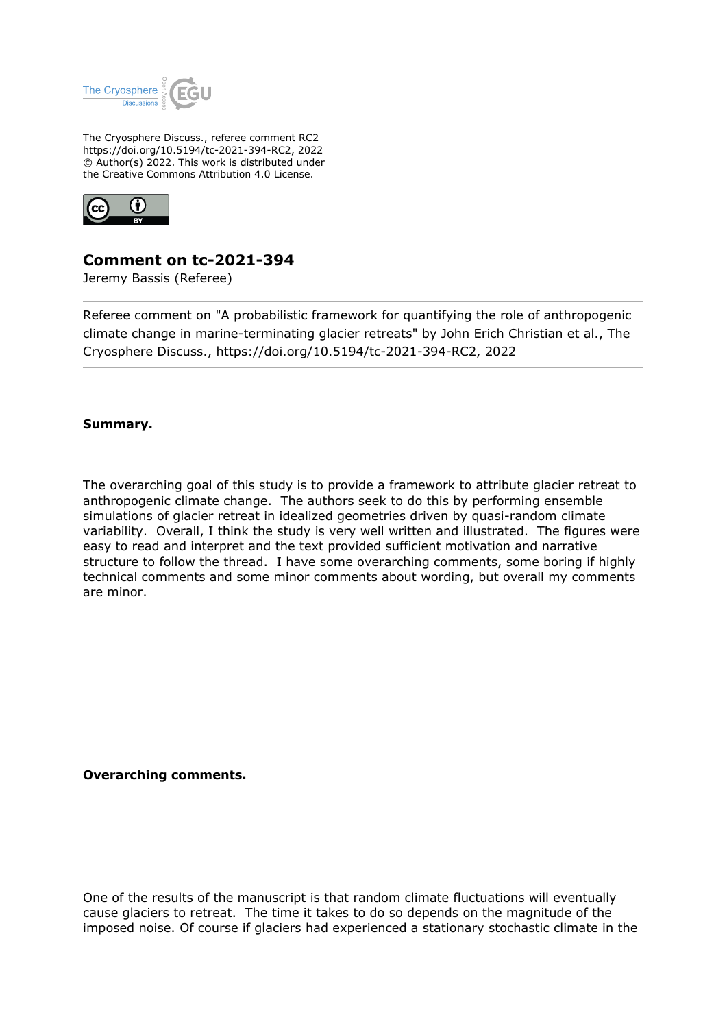The Cryosphere Discuss., referee comment RC2
https://doi.org/10.5194/tc-2021-394-RC2, 2022
© Author(s) 2022. This work is distributed under
the Creative Commons Attribution 4.0 License.

## Comment on tc-2021-394

Jeremy Bassis (Referee)

Referee comment on "A probabilistic framework for quantifying the role of anthropogenic climate change in marine-terminating glacier retreats" by John Erich Christian et al., The Cryosphere Discuss., https://doi.org/10.5194/tc-2021-394-RC2, 2022

**Summary.**

The overarching goal of this study is to provide a framework to attribute glacier retreat to anthropogenic climate change. The authors seek to do this by performing ensemble simulations of glacier retreat in idealized geometries driven by quasi-random climate variability. Overall, I think the study is very well written and illustrated. The figures were easy to read and interpret and the text provided sufficient motivation and narrative structure to follow the thread. I have some overarching comments, some boring if highly technical comments and some minor comments about wording, but overall my comments are minor.

**Overarching comments.**

One of the results of the manuscript is that random climate fluctuations will eventually cause glaciers to retreat. The time it takes to do so depends on the magnitude of the imposed noise. Of course if glaciers had experienced a stationary stochastic climate in the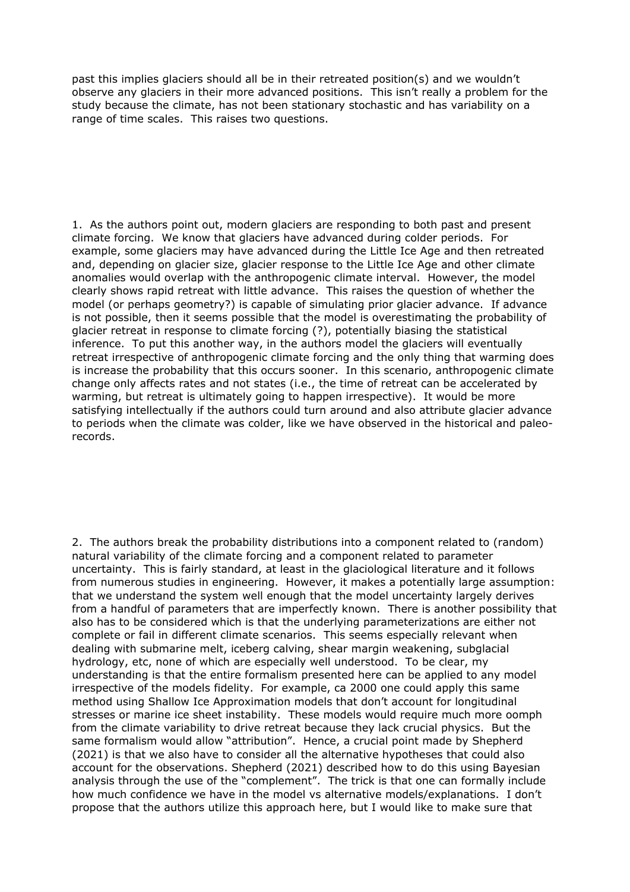past this implies glaciers should all be in their retreated position(s) and we wouldn't observe any glaciers in their more advanced positions. This isn't really a problem for the study because the climate, has not been stationary stochastic and has variability on a range of time scales. This raises two questions.

1. As the authors point out, modern glaciers are responding to both past and present climate forcing. We know that glaciers have advanced during colder periods. For example, some glaciers may have advanced during the Little Ice Age and then retreated and, depending on glacier size, glacier response to the Little Ice Age and other climate anomalies would overlap with the anthropogenic climate interval. However, the model clearly shows rapid retreat with little advance. This raises the question of whether the model (or perhaps geometry?) is capable of simulating prior glacier advance. If advance is not possible, then it seems possible that the model is overestimating the probability of glacier retreat in response to climate forcing (?), potentially biasing the statistical inference. To put this another way, in the authors model the glaciers will eventually retreat irrespective of anthropogenic climate forcing and the only thing that warming does is increase the probability that this occurs sooner. In this scenario, anthropogenic climate change only affects rates and not states (i.e., the time of retreat can be accelerated by warming, but retreat is ultimately going to happen irrespective). It would be more satisfying intellectually if the authors could turn around and also attribute glacier advance to periods when the climate was colder, like we have observed in the historical and paleo-records.

2. The authors break the probability distributions into a component related to (random) natural variability of the climate forcing and a component related to parameter uncertainty. This is fairly standard, at least in the glaciological literature and it follows from numerous studies in engineering. However, it makes a potentially large assumption: that we understand the system well enough that the model uncertainty largely derives from a handful of parameters that are imperfectly known. There is another possibility that also has to be considered which is that the underlying parameterizations are either not complete or fail in different climate scenarios. This seems especially relevant when dealing with submarine melt, iceberg calving, shear margin weakening, subglacial hydrology, etc, none of which are especially well understood. To be clear, my understanding is that the entire formalism presented here can be applied to any model irrespective of the models fidelity. For example, ca 2000 one could apply this same method using Shallow Ice Approximation models that don't account for longitudinal stresses or marine ice sheet instability. These models would require much more oomph from the climate variability to drive retreat because they lack crucial physics. But the same formalism would allow "attribution". Hence, a crucial point made by Shepherd (2021) is that we also have to consider all the alternative hypotheses that could also account for the observations. Shepherd (2021) described how to do this using Bayesian analysis through the use of the "complement". The trick is that one can formally include how much confidence we have in the model vs alternative models/explanations. I don't propose that the authors utilize this approach here, but I would like to make sure that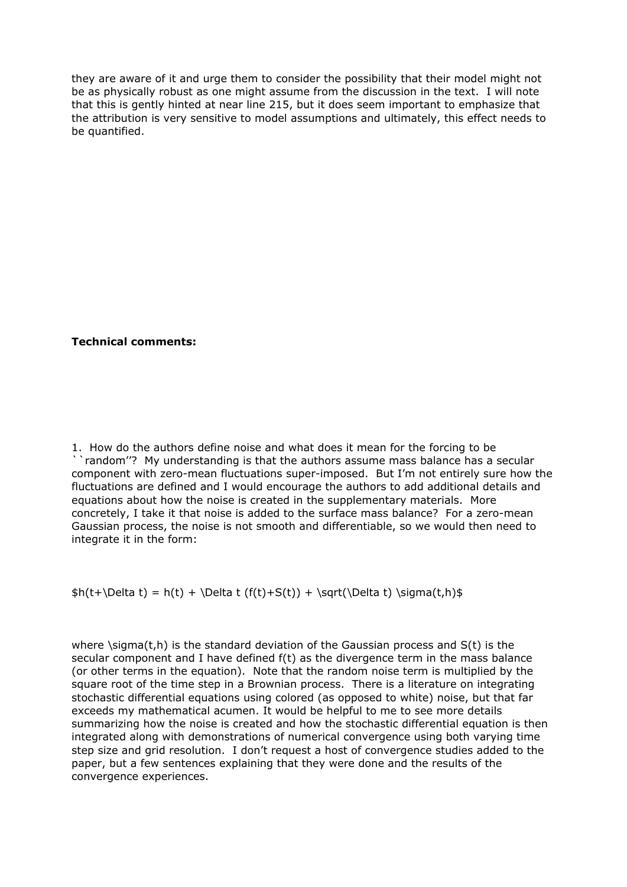they are aware of it and urge them to consider the possibility that their model might not be as physically robust as one might assume from the discussion in the text. I will note that this is gently hinted at near line 215, but it does seem important to emphasize that the attribution is very sensitive to model assumptions and ultimately, this effect needs to be quantified.

**Technical comments:**

1. How do the authors define noise and what does it mean for the forcing to be ``random''? My understanding is that the authors assume mass balance has a secular component with zero-mean fluctuations super-imposed. But I'm not entirely sure how the fluctuations are defined and I would encourage the authors to add additional details and equations about how the noise is created in the supplementary materials. More concretely, I take it that noise is added to the surface mass balance? For a zero-mean Gaussian process, the noise is not smooth and differentiable, so we would then need to integrate it in the form:

$h(t+\Delta t) = h(t) + \Delta t (f(t)+S(t)) + \sqrt(\Delta t) \sigma(t,h)$

where $\sigma(t,h)$ is the standard deviation of the Gaussian process and S(t) is the secular component and I have defined f(t) as the divergence term in the mass balance (or other terms in the equation). Note that the random noise term is multiplied by the square root of the time step in a Brownian process. There is a literature on integrating stochastic differential equations using colored (as opposed to white) noise, but that far exceeds my mathematical acumen. It would be helpful to me to see more details summarizing how the noise is created and how the stochastic differential equation is then integrated along with demonstrations of numerical convergence using both varying time step size and grid resolution. I don't request a host of convergence studies added to the paper, but a few sentences explaining that they were done and the results of the convergence experiences.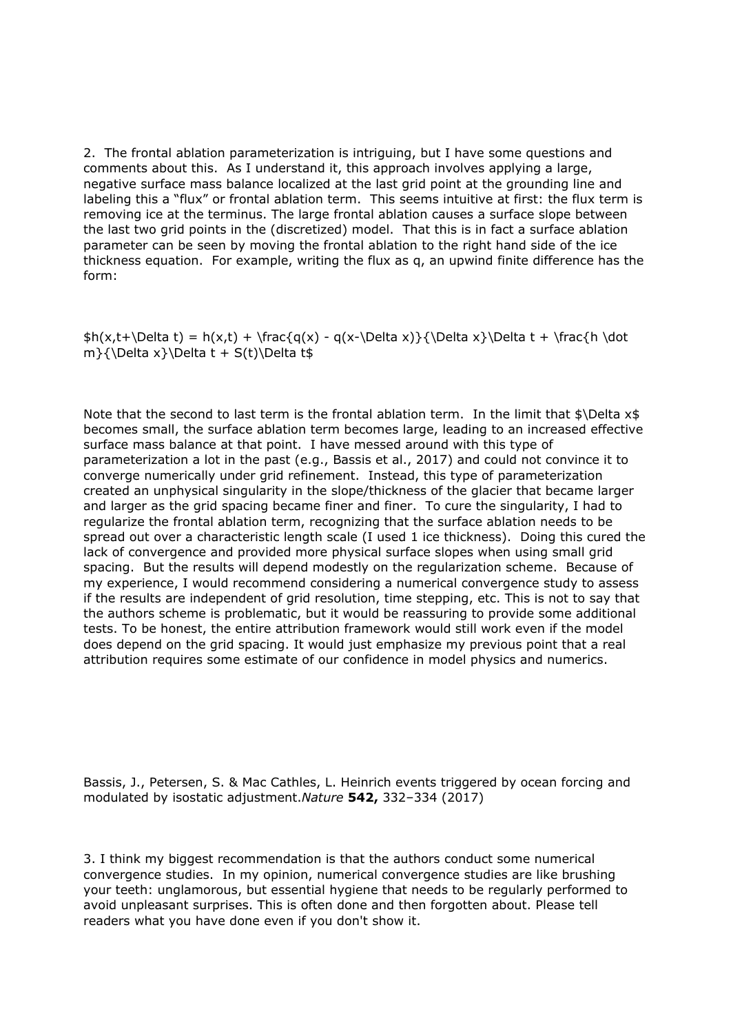2. The frontal ablation parameterization is intriguing, but I have some questions and comments about this. As I understand it, this approach involves applying a large, negative surface mass balance localized at the last grid point at the grounding line and labeling this a "flux" or frontal ablation term. This seems intuitive at first: the flux term is removing ice at the terminus. The large frontal ablation causes a surface slope between the last two grid points in the (discretized) model. That this is in fact a surface ablation parameter can be seen by moving the frontal ablation to the right hand side of the ice thickness equation. For example, writing the flux as q, an upwind finite difference has the form:

$h(x,t+\Delta t) = h(x,t) + \frac{q(x) - q(x-\Delta x)}{\Delta x}\Delta t + \frac{h \dot m}{\Delta x}\Delta t + S(t)\Delta t$

Note that the second to last term is the frontal ablation term. In the limit that $\Delta x$ becomes small, the surface ablation term becomes large, leading to an increased effective surface mass balance at that point. I have messed around with this type of parameterization a lot in the past (e.g., Bassis et al., 2017) and could not convince it to converge numerically under grid refinement. Instead, this type of parameterization created an unphysical singularity in the slope/thickness of the glacier that became larger and larger as the grid spacing became finer and finer. To cure the singularity, I had to regularize the frontal ablation term, recognizing that the surface ablation needs to be spread out over a characteristic length scale (I used 1 ice thickness). Doing this cured the lack of convergence and provided more physical surface slopes when using small grid spacing. But the results will depend modestly on the regularization scheme. Because of my experience, I would recommend considering a numerical convergence study to assess if the results are independent of grid resolution, time stepping, etc. This is not to say that the authors scheme is problematic, but it would be reassuring to provide some additional tests. To be honest, the entire attribution framework would still work even if the model does depend on the grid spacing. It would just emphasize my previous point that a real attribution requires some estimate of our confidence in model physics and numerics.

Bassis, J., Petersen, S. & Mac Cathles, L. Heinrich events triggered by ocean forcing and modulated by isostatic adjustment. *Nature* **542,** 332–334 (2017)

3. I think my biggest recommendation is that the authors conduct some numerical convergence studies. In my opinion, numerical convergence studies are like brushing your teeth: unglamorous, but essential hygiene that needs to be regularly performed to avoid unpleasant surprises. This is often done and then forgotten about. Please tell readers what you have done even if you don't show it.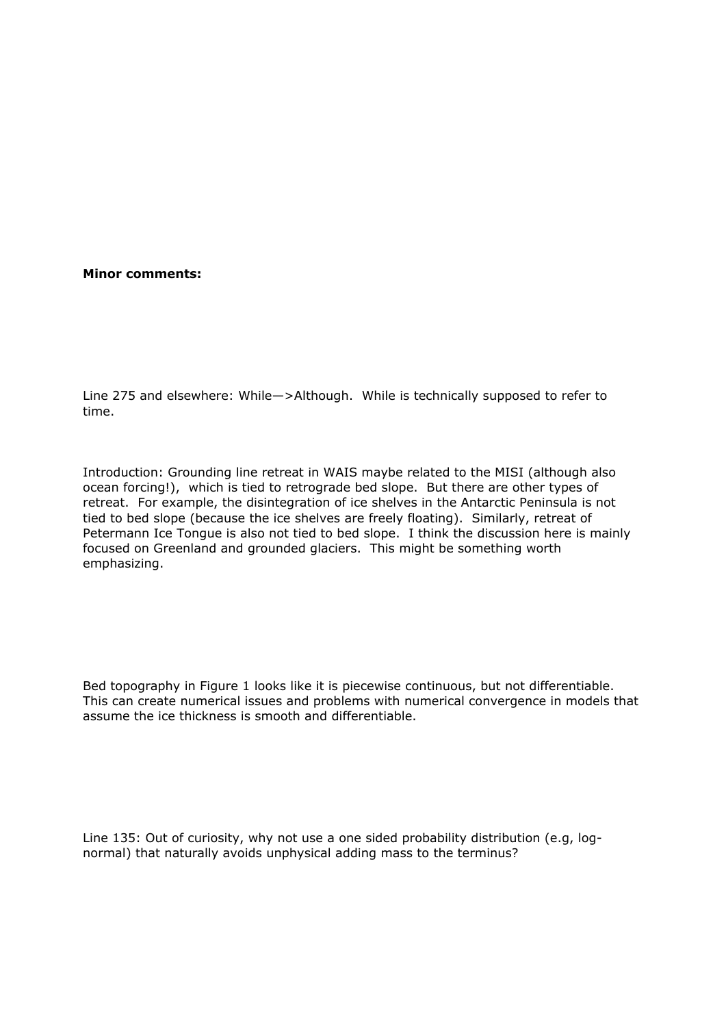**Minor comments:**

Line 275 and elsewhere: While—>Although. While is technically supposed to refer to time.

Introduction: Grounding line retreat in WAIS maybe related to the MISI (although also ocean forcing!), which is tied to retrograde bed slope. But there are other types of retreat. For example, the disintegration of ice shelves in the Antarctic Peninsula is not tied to bed slope (because the ice shelves are freely floating). Similarly, retreat of Petermann Ice Tongue is also not tied to bed slope. I think the discussion here is mainly focused on Greenland and grounded glaciers. This might be something worth emphasizing.

Bed topography in Figure 1 looks like it is piecewise continuous, but not differentiable. This can create numerical issues and problems with numerical convergence in models that assume the ice thickness is smooth and differentiable.

Line 135: Out of curiosity, why not use a one sided probability distribution (e.g, log-normal) that naturally avoids unphysical adding mass to the terminus?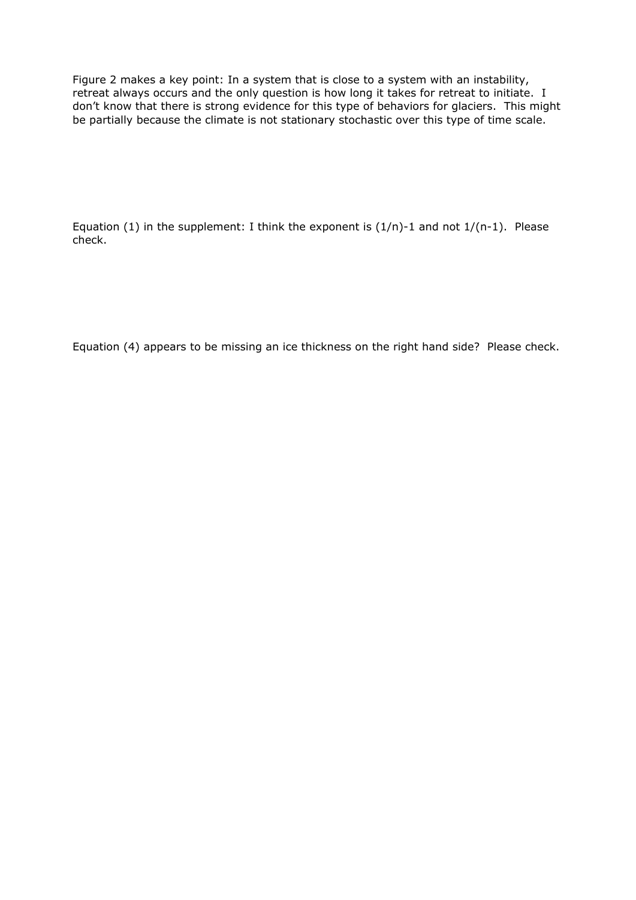Figure 2 makes a key point: In a system that is close to a system with an instability, retreat always occurs and the only question is how long it takes for retreat to initiate. I don't know that there is strong evidence for this type of behaviors for glaciers. This might be partially because the climate is not stationary stochastic over this type of time scale.

Equation (1) in the supplement: I think the exponent is $(1/n)-1$ and not $1/(n-1)$. Please check.

Equation (4) appears to be missing an ice thickness on the right hand side? Please check.